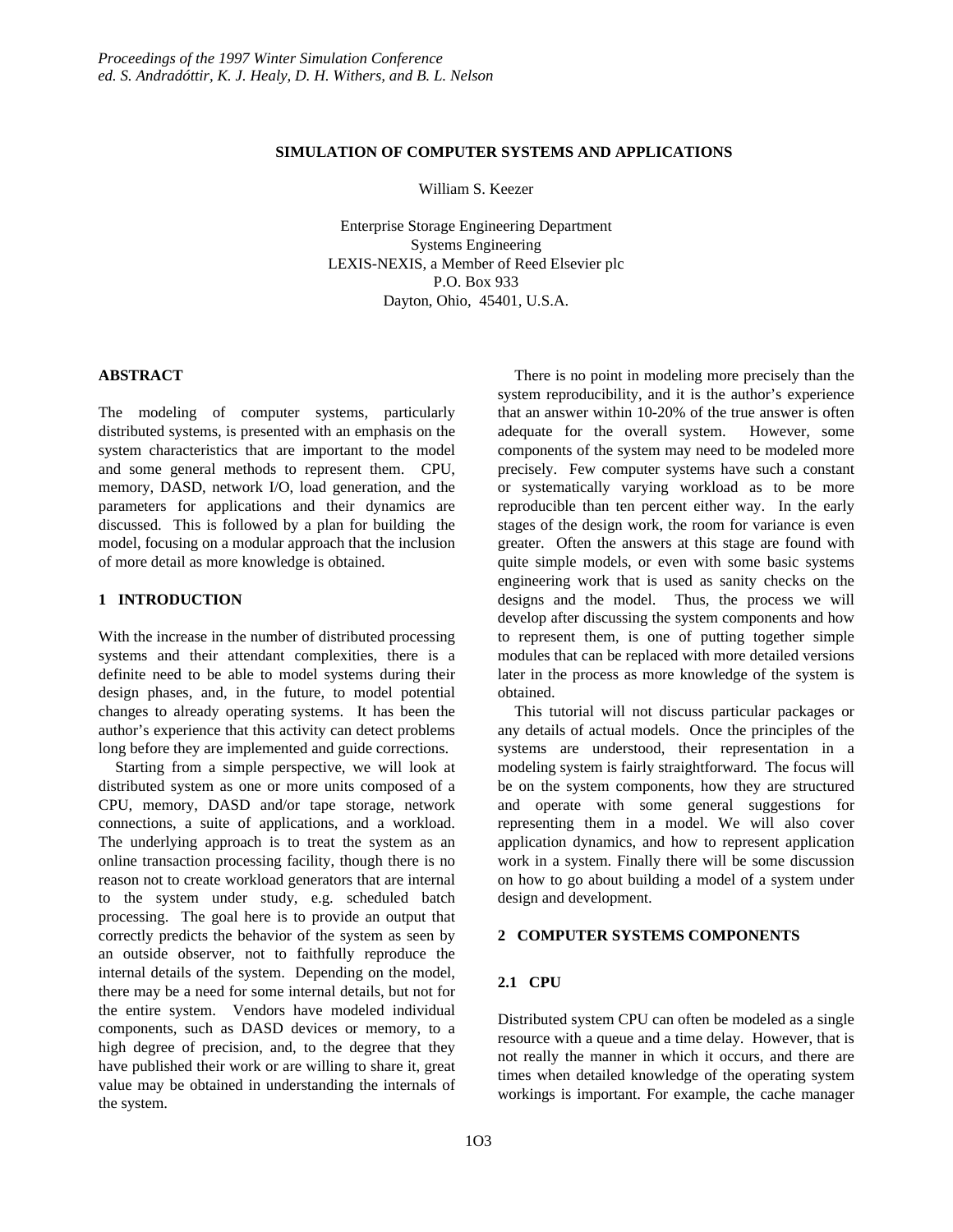*Proceedings of the 1997 Winter Simulation Conference*
*ed. S. Andradóttir, K. J. Healy, D. H. Withers, and B. L. Nelson*

# SIMULATION OF COMPUTER SYSTEMS AND APPLICATIONS

William S. Keezer

Enterprise Storage Engineering Department
Systems Engineering
LEXIS-NEXIS, a Member of Reed Elsevier plc
P.O. Box 933
Dayton, Ohio, 45401, U.S.A.

## ABSTRACT

The modeling of computer systems, particularly distributed systems, is presented with an emphasis on the system characteristics that are important to the model and some general methods to represent them. CPU, memory, DASD, network I/O, load generation, and the parameters for applications and their dynamics are discussed. This is followed by a plan for building the model, focusing on a modular approach that the inclusion of more detail as more knowledge is obtained.

## 1 INTRODUCTION

With the increase in the number of distributed processing systems and their attendant complexities, there is a definite need to be able to model systems during their design phases, and, in the future, to model potential changes to already operating systems. It has been the author's experience that this activity can detect problems long before they are implemented and guide corrections.

Starting from a simple perspective, we will look at distributed system as one or more units composed of a CPU, memory, DASD and/or tape storage, network connections, a suite of applications, and a workload. The underlying approach is to treat the system as an online transaction processing facility, though there is no reason not to create workload generators that are internal to the system under study, e.g. scheduled batch processing. The goal here is to provide an output that correctly predicts the behavior of the system as seen by an outside observer, not to faithfully reproduce the internal details of the system. Depending on the model, there may be a need for some internal details, but not for the entire system. Vendors have modeled individual components, such as DASD devices or memory, to a high degree of precision, and, to the degree that they have published their work or are willing to share it, great value may be obtained in understanding the internals of the system.

There is no point in modeling more precisely than the system reproducibility, and it is the author's experience that an answer within 10-20% of the true answer is often adequate for the overall system. However, some components of the system may need to be modeled more precisely. Few computer systems have such a constant or systematically varying workload as to be more reproducible than ten percent either way. In the early stages of the design work, the room for variance is even greater. Often the answers at this stage are found with quite simple models, or even with some basic systems engineering work that is used as sanity checks on the designs and the model. Thus, the process we will develop after discussing the system components and how to represent them, is one of putting together simple modules that can be replaced with more detailed versions later in the process as more knowledge of the system is obtained.

This tutorial will not discuss particular packages or any details of actual models. Once the principles of the systems are understood, their representation in a modeling system is fairly straightforward. The focus will be on the system components, how they are structured and operate with some general suggestions for representing them in a model. We will also cover application dynamics, and how to represent application work in a system. Finally there will be some discussion on how to go about building a model of a system under design and development.

## 2 COMPUTER SYSTEMS COMPONENTS

### 2.1 CPU

Distributed system CPU can often be modeled as a single resource with a queue and a time delay. However, that is not really the manner in which it occurs, and there are times when detailed knowledge of the operating system workings is important. For example, the cache manager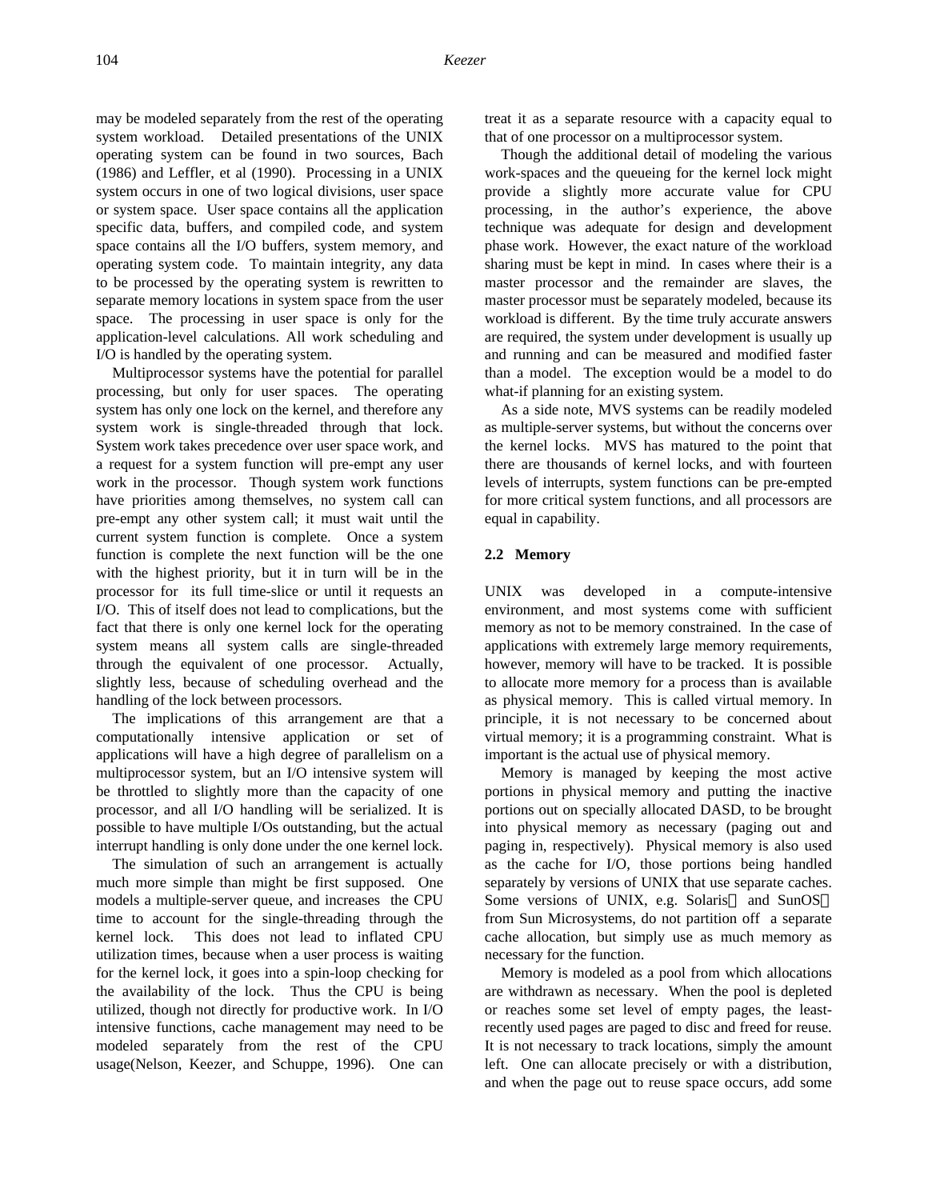may be modeled separately from the rest of the operating system workload. Detailed presentations of the UNIX operating system can be found in two sources, Bach (1986) and Leffler, et al (1990). Processing in a UNIX system occurs in one of two logical divisions, user space or system space. User space contains all the application specific data, buffers, and compiled code, and system space contains all the I/O buffers, system memory, and operating system code. To maintain integrity, any data to be processed by the operating system is rewritten to separate memory locations in system space from the user space. The processing in user space is only for the application-level calculations. All work scheduling and I/O is handled by the operating system.

Multiprocessor systems have the potential for parallel processing, but only for user spaces. The operating system has only one lock on the kernel, and therefore any system work is single-threaded through that lock. System work takes precedence over user space work, and a request for a system function will pre-empt any user work in the processor. Though system work functions have priorities among themselves, no system call can pre-empt any other system call; it must wait until the current system function is complete. Once a system function is complete the next function will be the one with the highest priority, but it in turn will be in the processor for its full time-slice or until it requests an I/O. This of itself does not lead to complications, but the fact that there is only one kernel lock for the operating system means all system calls are single-threaded through the equivalent of one processor. Actually, slightly less, because of scheduling overhead and the handling of the lock between processors.

The implications of this arrangement are that a computationally intensive application or set of applications will have a high degree of parallelism on a multiprocessor system, but an I/O intensive system will be throttled to slightly more than the capacity of one processor, and all I/O handling will be serialized. It is possible to have multiple I/Os outstanding, but the actual interrupt handling is only done under the one kernel lock.

The simulation of such an arrangement is actually much more simple than might be first supposed. One models a multiple-server queue, and increases the CPU time to account for the single-threading through the kernel lock. This does not lead to inflated CPU utilization times, because when a user process is waiting for the kernel lock, it goes into a spin-loop checking for the availability of the lock. Thus the CPU is being utilized, though not directly for productive work. In I/O intensive functions, cache management may need to be modeled separately from the rest of the CPU usage(Nelson, Keezer, and Schuppe, 1996). One can treat it as a separate resource with a capacity equal to that of one processor on a multiprocessor system.

Though the additional detail of modeling the various work-spaces and the queueing for the kernel lock might provide a slightly more accurate value for CPU processing, in the author's experience, the above technique was adequate for design and development phase work. However, the exact nature of the workload sharing must be kept in mind. In cases where their is a master processor and the remainder are slaves, the master processor must be separately modeled, because its workload is different. By the time truly accurate answers are required, the system under development is usually up and running and can be measured and modified faster than a model. The exception would be a model to do what-if planning for an existing system.

As a side note, MVS systems can be readily modeled as multiple-server systems, but without the concerns over the kernel locks. MVS has matured to the point that there are thousands of kernel locks, and with fourteen levels of interrupts, system functions can be pre-empted for more critical system functions, and all processors are equal in capability.

## 2.2 Memory

UNIX was developed in a compute-intensive environment, and most systems come with sufficient memory as not to be memory constrained. In the case of applications with extremely large memory requirements, however, memory will have to be tracked. It is possible to allocate more memory for a process than is available as physical memory. This is called virtual memory. In principle, it is not necessary to be concerned about virtual memory; it is a programming constraint. What is important is the actual use of physical memory.

Memory is managed by keeping the most active portions in physical memory and putting the inactive portions out on specially allocated DASD, to be brought into physical memory as necessary (paging out and paging in, respectively). Physical memory is also used as the cache for I/O, those portions being handled separately by versions of UNIX that use separate caches. Some versions of UNIX, e.g. Solaris™ and SunOS™ from Sun Microsystems, do not partition off a separate cache allocation, but simply use as much memory as necessary for the function.

Memory is modeled as a pool from which allocations are withdrawn as necessary. When the pool is depleted or reaches some set level of empty pages, the least-recently used pages are paged to disc and freed for reuse. It is not necessary to track locations, simply the amount left. One can allocate precisely or with a distribution, and when the page out to reuse space occurs, add some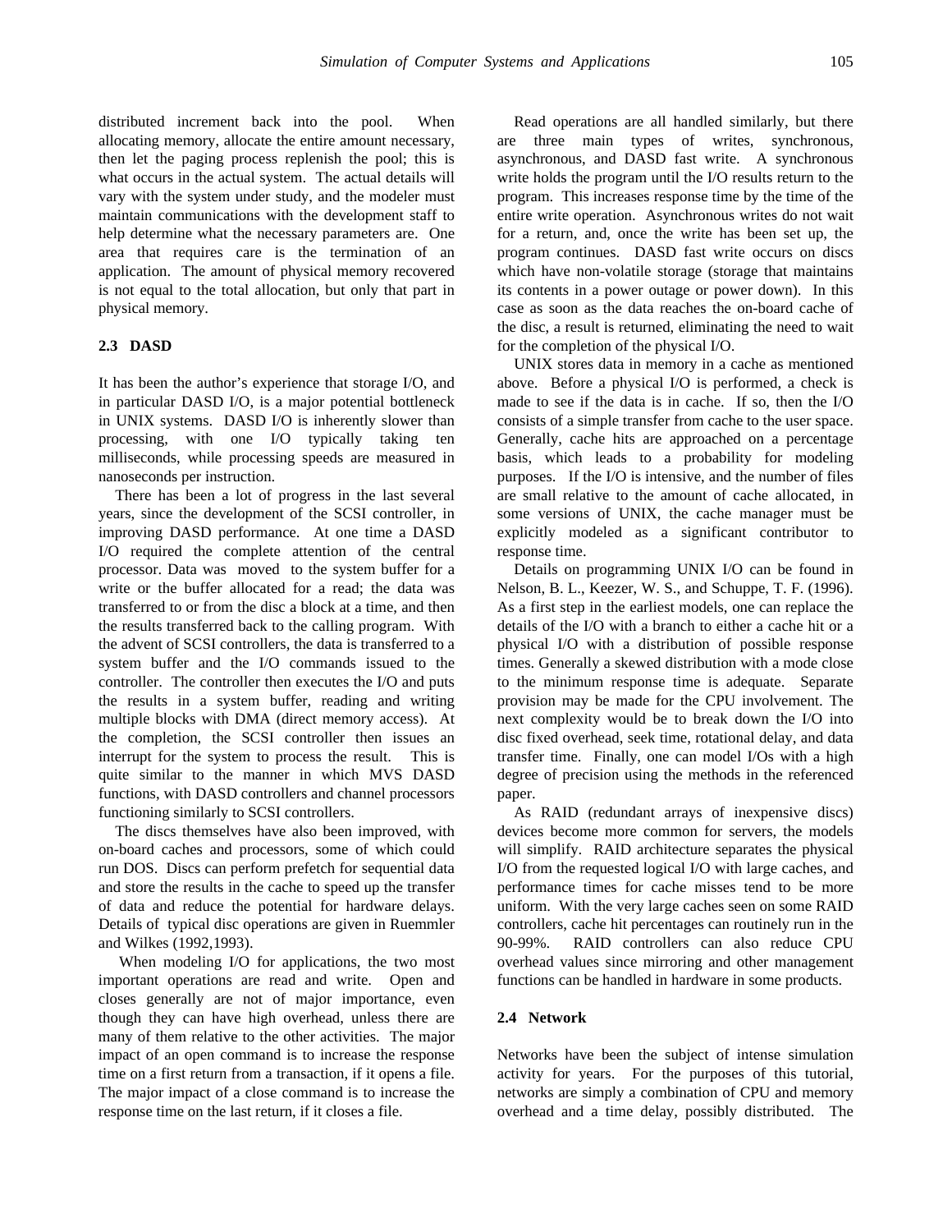distributed increment back into the pool. When allocating memory, allocate the entire amount necessary, then let the paging process replenish the pool; this is what occurs in the actual system. The actual details will vary with the system under study, and the modeler must maintain communications with the development staff to help determine what the necessary parameters are. One area that requires care is the termination of an application. The amount of physical memory recovered is not equal to the total allocation, but only that part in physical memory.

## 2.3 DASD

It has been the author's experience that storage I/O, and in particular DASD I/O, is a major potential bottleneck in UNIX systems. DASD I/O is inherently slower than processing, with one I/O typically taking ten milliseconds, while processing speeds are measured in nanoseconds per instruction.

There has been a lot of progress in the last several years, since the development of the SCSI controller, in improving DASD performance. At one time a DASD I/O required the complete attention of the central processor. Data was moved to the system buffer for a write or the buffer allocated for a read; the data was transferred to or from the disc a block at a time, and then the results transferred back to the calling program. With the advent of SCSI controllers, the data is transferred to a system buffer and the I/O commands issued to the controller. The controller then executes the I/O and puts the results in a system buffer, reading and writing multiple blocks with DMA (direct memory access). At the completion, the SCSI controller then issues an interrupt for the system to process the result. This is quite similar to the manner in which MVS DASD functions, with DASD controllers and channel processors functioning similarly to SCSI controllers.

The discs themselves have also been improved, with on-board caches and processors, some of which could run DOS. Discs can perform prefetch for sequential data and store the results in the cache to speed up the transfer of data and reduce the potential for hardware delays. Details of typical disc operations are given in Ruemmler and Wilkes (1992,1993).

When modeling I/O for applications, the two most important operations are read and write. Open and closes generally are not of major importance, even though they can have high overhead, unless there are many of them relative to the other activities. The major impact of an open command is to increase the response time on a first return from a transaction, if it opens a file. The major impact of a close command is to increase the response time on the last return, if it closes a file.

Read operations are all handled similarly, but there are three main types of writes, synchronous, asynchronous, and DASD fast write. A synchronous write holds the program until the I/O results return to the program. This increases response time by the time of the entire write operation. Asynchronous writes do not wait for a return, and, once the write has been set up, the program continues. DASD fast write occurs on discs which have non-volatile storage (storage that maintains its contents in a power outage or power down). In this case as soon as the data reaches the on-board cache of the disc, a result is returned, eliminating the need to wait for the completion of the physical I/O.

UNIX stores data in memory in a cache as mentioned above. Before a physical I/O is performed, a check is made to see if the data is in cache. If so, then the I/O consists of a simple transfer from cache to the user space. Generally, cache hits are approached on a percentage basis, which leads to a probability for modeling purposes. If the I/O is intensive, and the number of files are small relative to the amount of cache allocated, in some versions of UNIX, the cache manager must be explicitly modeled as a significant contributor to response time.

Details on programming UNIX I/O can be found in Nelson, B. L., Keezer, W. S., and Schuppe, T. F. (1996). As a first step in the earliest models, one can replace the details of the I/O with a branch to either a cache hit or a physical I/O with a distribution of possible response times. Generally a skewed distribution with a mode close to the minimum response time is adequate. Separate provision may be made for the CPU involvement. The next complexity would be to break down the I/O into disc fixed overhead, seek time, rotational delay, and data transfer time. Finally, one can model I/Os with a high degree of precision using the methods in the referenced paper.

As RAID (redundant arrays of inexpensive discs) devices become more common for servers, the models will simplify. RAID architecture separates the physical I/O from the requested logical I/O with large caches, and performance times for cache misses tend to be more uniform. With the very large caches seen on some RAID controllers, cache hit percentages can routinely run in the 90-99%. RAID controllers can also reduce CPU overhead values since mirroring and other management functions can be handled in hardware in some products.

## 2.4 Network

Networks have been the subject of intense simulation activity for years. For the purposes of this tutorial, networks are simply a combination of CPU and memory overhead and a time delay, possibly distributed. The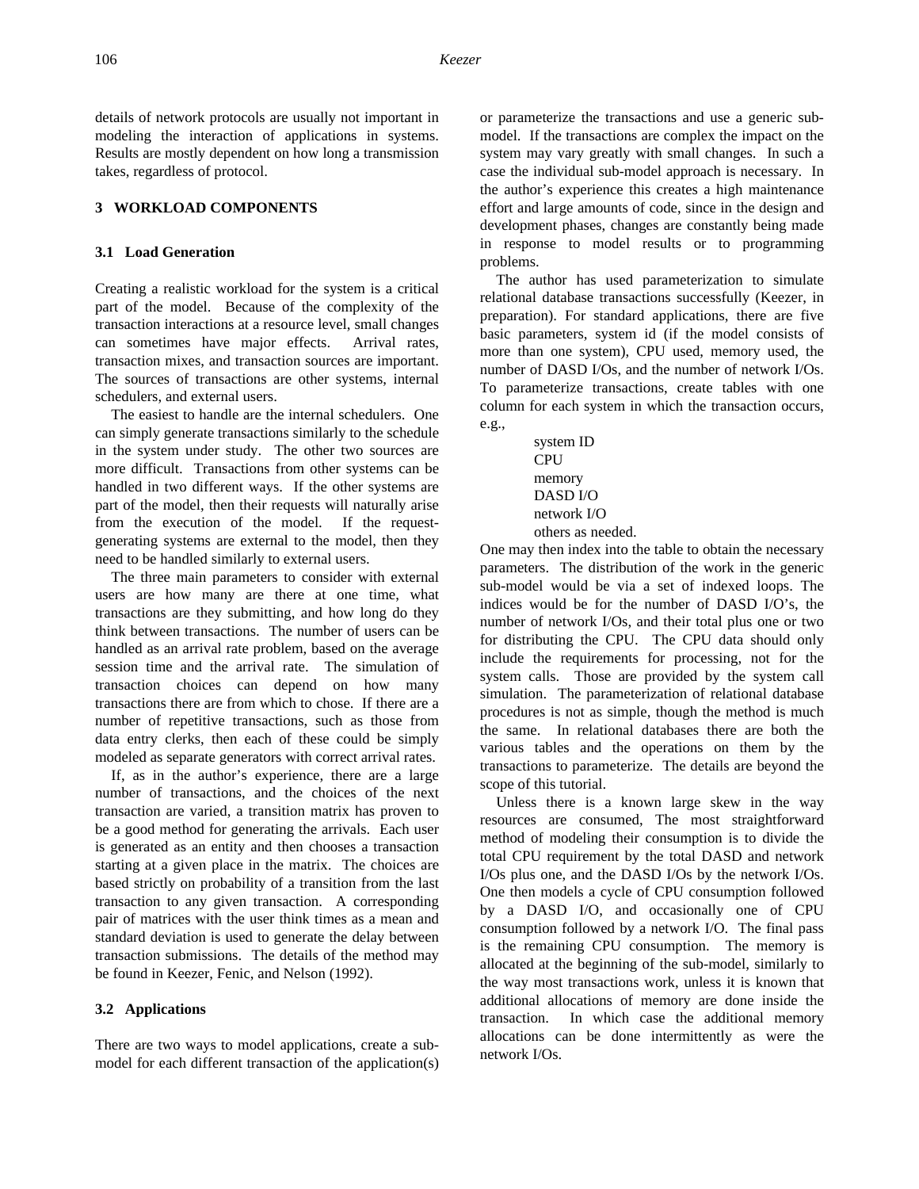details of network protocols are usually not important in modeling the interaction of applications in systems. Results are mostly dependent on how long a transmission takes, regardless of protocol.

## 3 WORKLOAD COMPONENTS

### 3.1 Load Generation

Creating a realistic workload for the system is a critical part of the model. Because of the complexity of the transaction interactions at a resource level, small changes can sometimes have major effects. Arrival rates, transaction mixes, and transaction sources are important. The sources of transactions are other systems, internal schedulers, and external users.

The easiest to handle are the internal schedulers. One can simply generate transactions similarly to the schedule in the system under study. The other two sources are more difficult. Transactions from other systems can be handled in two different ways. If the other systems are part of the model, then their requests will naturally arise from the execution of the model. If the request-generating systems are external to the model, then they need to be handled similarly to external users.

The three main parameters to consider with external users are how many are there at one time, what transactions are they submitting, and how long do they think between transactions. The number of users can be handled as an arrival rate problem, based on the average session time and the arrival rate. The simulation of transaction choices can depend on how many transactions there are from which to chose. If there are a number of repetitive transactions, such as those from data entry clerks, then each of these could be simply modeled as separate generators with correct arrival rates.

If, as in the author's experience, there are a large number of transactions, and the choices of the next transaction are varied, a transition matrix has proven to be a good method for generating the arrivals. Each user is generated as an entity and then chooses a transaction starting at a given place in the matrix. The choices are based strictly on probability of a transition from the last transaction to any given transaction. A corresponding pair of matrices with the user think times as a mean and standard deviation is used to generate the delay between transaction submissions. The details of the method may be found in Keezer, Fenic, and Nelson (1992).

### 3.2 Applications

There are two ways to model applications, create a sub-model for each different transaction of the application(s) or parameterize the transactions and use a generic sub-model. If the transactions are complex the impact on the system may vary greatly with small changes. In such a case the individual sub-model approach is necessary. In the author's experience this creates a high maintenance effort and large amounts of code, since in the design and development phases, changes are constantly being made in response to model results or to programming problems.

The author has used parameterization to simulate relational database transactions successfully (Keezer, in preparation). For standard applications, there are five basic parameters, system id (if the model consists of more than one system), CPU used, memory used, the number of DASD I/Os, and the number of network I/Os. To parameterize transactions, create tables with one column for each system in which the transaction occurs, e.g.,

system ID
CPU
memory
DASD I/O
network I/O
others as needed.

One may then index into the table to obtain the necessary parameters. The distribution of the work in the generic sub-model would be via a set of indexed loops. The indices would be for the number of DASD I/O's, the number of network I/Os, and their total plus one or two for distributing the CPU. The CPU data should only include the requirements for processing, not for the system calls. Those are provided by the system call simulation. The parameterization of relational database procedures is not as simple, though the method is much the same. In relational databases there are both the various tables and the operations on them by the transactions to parameterize. The details are beyond the scope of this tutorial.

Unless there is a known large skew in the way resources are consumed, The most straightforward method of modeling their consumption is to divide the total CPU requirement by the total DASD and network I/Os plus one, and the DASD I/Os by the network I/Os. One then models a cycle of CPU consumption followed by a DASD I/O, and occasionally one of CPU consumption followed by a network I/O. The final pass is the remaining CPU consumption. The memory is allocated at the beginning of the sub-model, similarly to the way most transactions work, unless it is known that additional allocations of memory are done inside the transaction. In which case the additional memory allocations can be done intermittently as were the network I/Os.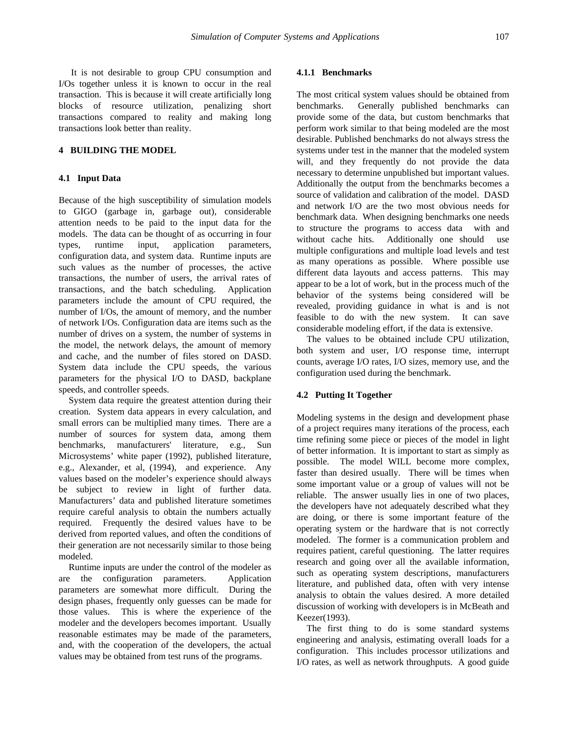It is not desirable to group CPU consumption and I/Os together unless it is known to occur in the real transaction. This is because it will create artificially long blocks of resource utilization, penalizing short transactions compared to reality and making long transactions look better than reality.

## 4 BUILDING THE MODEL

### 4.1 Input Data

Because of the high susceptibility of simulation models to GIGO (garbage in, garbage out), considerable attention needs to be paid to the input data for the models. The data can be thought of as occurring in four types, runtime input, application parameters, configuration data, and system data. Runtime inputs are such values as the number of processes, the active transactions, the number of users, the arrival rates of transactions, and the batch scheduling. Application parameters include the amount of CPU required, the number of I/Os, the amount of memory, and the number of network I/Os. Configuration data are items such as the number of drives on a system, the number of systems in the model, the network delays, the amount of memory and cache, and the number of files stored on DASD. System data include the CPU speeds, the various parameters for the physical I/O to DASD, backplane speeds, and controller speeds.

System data require the greatest attention during their creation. System data appears in every calculation, and small errors can be multiplied many times. There are a number of sources for system data, among them benchmarks, manufacturers' literature, e.g., Sun Microsystems' white paper (1992), published literature, e.g., Alexander, et al, (1994), and experience. Any values based on the modeler's experience should always be subject to review in light of further data. Manufacturers' data and published literature sometimes require careful analysis to obtain the numbers actually required. Frequently the desired values have to be derived from reported values, and often the conditions of their generation are not necessarily similar to those being modeled.

Runtime inputs are under the control of the modeler as are the configuration parameters. Application parameters are somewhat more difficult. During the design phases, frequently only guesses can be made for those values. This is where the experience of the modeler and the developers becomes important. Usually reasonable estimates may be made of the parameters, and, with the cooperation of the developers, the actual values may be obtained from test runs of the programs.

#### 4.1.1 Benchmarks

The most critical system values should be obtained from benchmarks. Generally published benchmarks can provide some of the data, but custom benchmarks that perform work similar to that being modeled are the most desirable. Published benchmarks do not always stress the systems under test in the manner that the modeled system will, and they frequently do not provide the data necessary to determine unpublished but important values. Additionally the output from the benchmarks becomes a source of validation and calibration of the model. DASD and network I/O are the two most obvious needs for benchmark data. When designing benchmarks one needs to structure the programs to access data with and without cache hits. Additionally one should use multiple configurations and multiple load levels and test as many operations as possible. Where possible use different data layouts and access patterns. This may appear to be a lot of work, but in the process much of the behavior of the systems being considered will be revealed, providing guidance in what is and is not feasible to do with the new system. It can save considerable modeling effort, if the data is extensive.

The values to be obtained include CPU utilization, both system and user, I/O response time, interrupt counts, average I/O rates, I/O sizes, memory use, and the configuration used during the benchmark.

### 4.2 Putting It Together

Modeling systems in the design and development phase of a project requires many iterations of the process, each time refining some piece or pieces of the model in light of better information. It is important to start as simply as possible. The model WILL become more complex, faster than desired usually. There will be times when some important value or a group of values will not be reliable. The answer usually lies in one of two places, the developers have not adequately described what they are doing, or there is some important feature of the operating system or the hardware that is not correctly modeled. The former is a communication problem and requires patient, careful questioning. The latter requires research and going over all the available information, such as operating system descriptions, manufacturers literature, and published data, often with very intense analysis to obtain the values desired. A more detailed discussion of working with developers is in McBeath and Keezer(1993).

The first thing to do is some standard systems engineering and analysis, estimating overall loads for a configuration. This includes processor utilizations and I/O rates, as well as network throughputs. A good guide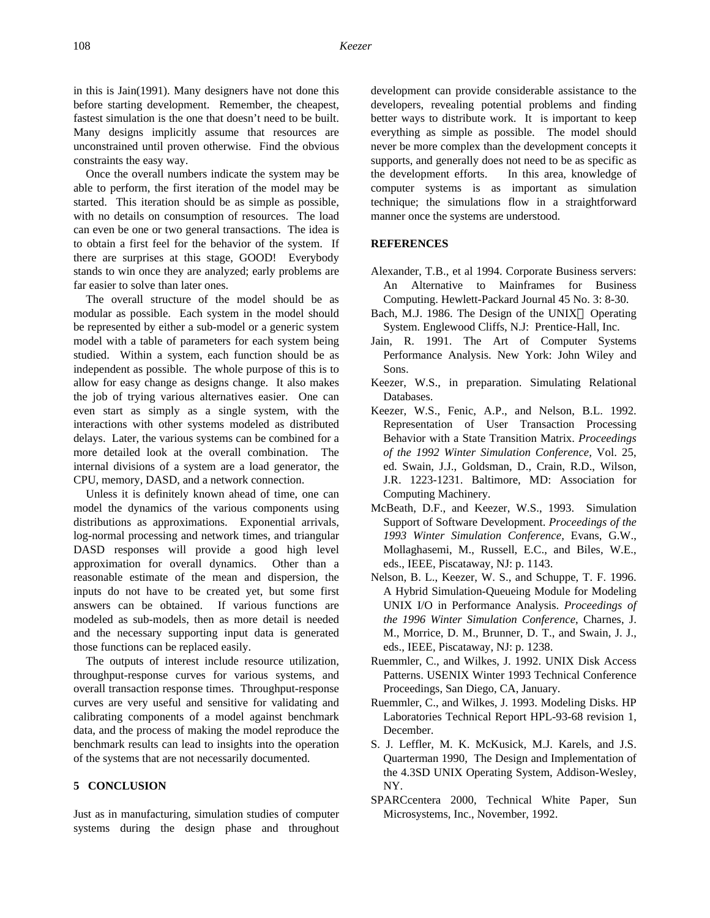in this is Jain(1991). Many designers have not done this before starting development. Remember, the cheapest, fastest simulation is the one that doesn't need to be built. Many designs implicitly assume that resources are unconstrained until proven otherwise. Find the obvious constraints the easy way.

Once the overall numbers indicate the system may be able to perform, the first iteration of the model may be started. This iteration should be as simple as possible, with no details on consumption of resources. The load can even be one or two general transactions. The idea is to obtain a first feel for the behavior of the system. If there are surprises at this stage, GOOD! Everybody stands to win once they are analyzed; early problems are far easier to solve than later ones.

The overall structure of the model should be as modular as possible. Each system in the model should be represented by either a sub-model or a generic system model with a table of parameters for each system being studied. Within a system, each function should be as independent as possible. The whole purpose of this is to allow for easy change as designs change. It also makes the job of trying various alternatives easier. One can even start as simply as a single system, with the interactions with other systems modeled as distributed delays. Later, the various systems can be combined for a more detailed look at the overall combination. The internal divisions of a system are a load generator, the CPU, memory, DASD, and a network connection.

Unless it is definitely known ahead of time, one can model the dynamics of the various components using distributions as approximations. Exponential arrivals, log-normal processing and network times, and triangular DASD responses will provide a good high level approximation for overall dynamics. Other than a reasonable estimate of the mean and dispersion, the inputs do not have to be created yet, but some first answers can be obtained. If various functions are modeled as sub-models, then as more detail is needed and the necessary supporting input data is generated those functions can be replaced easily.

The outputs of interest include resource utilization, throughput-response curves for various systems, and overall transaction response times. Throughput-response curves are very useful and sensitive for validating and calibrating components of a model against benchmark data, and the process of making the model reproduce the benchmark results can lead to insights into the operation of the systems that are not necessarily documented.

## 5 CONCLUSION

Just as in manufacturing, simulation studies of computer systems during the design phase and throughout development can provide considerable assistance to the developers, revealing potential problems and finding better ways to distribute work. It is important to keep everything as simple as possible. The model should never be more complex than the development concepts it supports, and generally does not need to be as specific as the development efforts. In this area, knowledge of computer systems is as important as simulation technique; the simulations flow in a straightforward manner once the systems are understood.

## REFERENCES

Alexander, T.B., et al 1994. Corporate Business servers: An Alternative to Mainframes for Business Computing. Hewlett-Packard Journal 45 No. 3: 8-30.

Bach, M.J. 1986. The Design of the UNIX Operating System. Englewood Cliffs, N.J: Prentice-Hall, Inc.

Jain, R. 1991. The Art of Computer Systems Performance Analysis. New York: John Wiley and Sons.

Keezer, W.S., in preparation. Simulating Relational Databases.

Keezer, W.S., Fenic, A.P., and Nelson, B.L. 1992. Representation of User Transaction Processing Behavior with a State Transition Matrix. *Proceedings of the 1992 Winter Simulation Conference,* Vol. 25, ed. Swain, J.J., Goldsman, D., Crain, R.D., Wilson, J.R. 1223-1231. Baltimore, MD: Association for Computing Machinery.

McBeath, D.F., and Keezer, W.S., 1993. Simulation Support of Software Development. *Proceedings of the 1993 Winter Simulation Conference,* Evans, G.W., Mollaghasemi, M., Russell, E.C., and Biles, W.E., eds., IEEE, Piscataway, NJ: p. 1143.

Nelson, B. L., Keezer, W. S., and Schuppe, T. F. 1996. A Hybrid Simulation-Queueing Module for Modeling UNIX I/O in Performance Analysis. *Proceedings of the 1996 Winter Simulation Conference*, Charnes, J. M., Morrice, D. M., Brunner, D. T., and Swain, J. J., eds., IEEE, Piscataway, NJ: p. 1238.

Ruemmler, C., and Wilkes, J. 1992. UNIX Disk Access Patterns. USENIX Winter 1993 Technical Conference Proceedings, San Diego, CA, January.

Ruemmler, C., and Wilkes, J. 1993. Modeling Disks. HP Laboratories Technical Report HPL-93-68 revision 1, December.

S. J. Leffler, M. K. McKusick, M.J. Karels, and J.S. Quarterman 1990, The Design and Implementation of the 4.3SD UNIX Operating System, Addison-Wesley, NY.

SPARCcentera 2000, Technical White Paper, Sun Microsystems, Inc., November, 1992.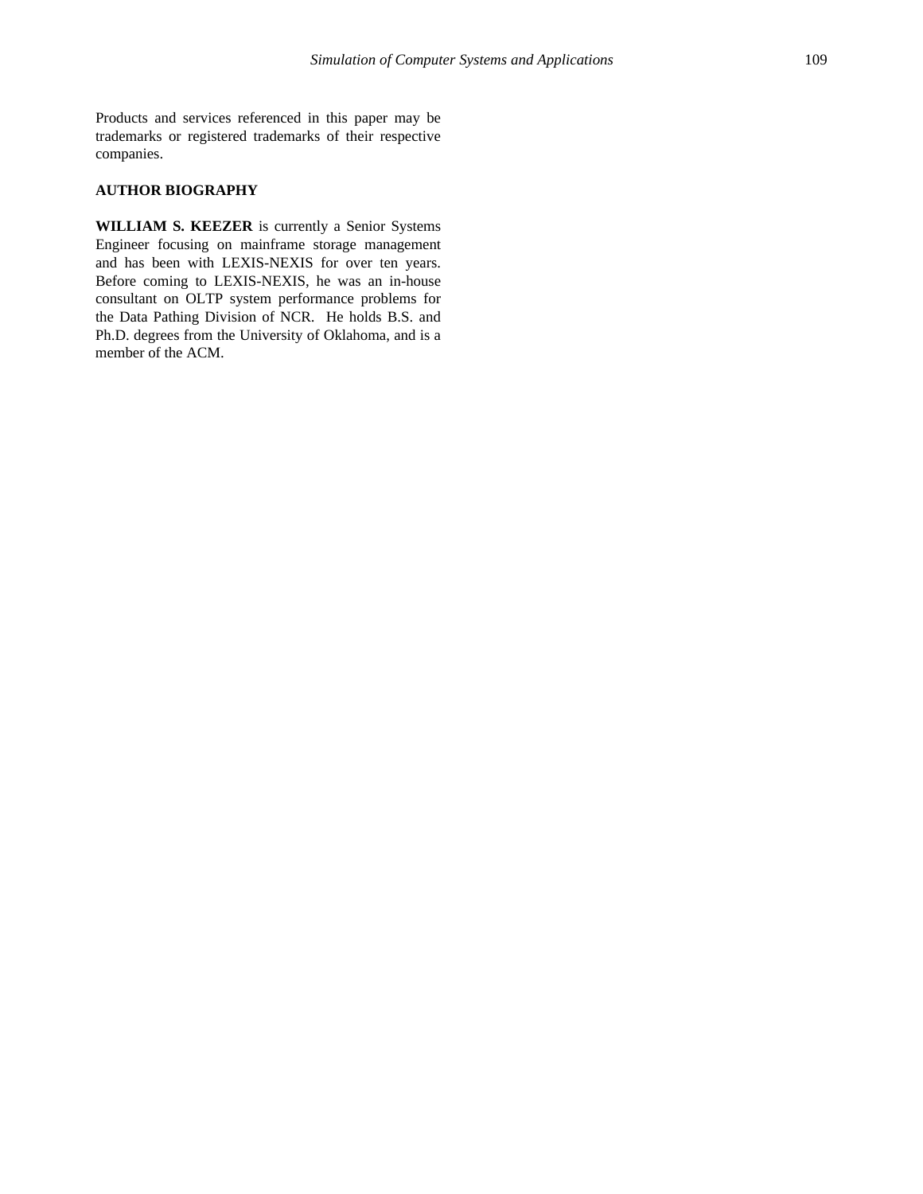Products and services referenced in this paper may be trademarks or registered trademarks of their respective companies.

## AUTHOR BIOGRAPHY

**WILLIAM S. KEEZER** is currently a Senior Systems Engineer focusing on mainframe storage management and has been with LEXIS-NEXIS for over ten years. Before coming to LEXIS-NEXIS, he was an in-house consultant on OLTP system performance problems for the Data Pathing Division of NCR. He holds B.S. and Ph.D. degrees from the University of Oklahoma, and is a member of the ACM.